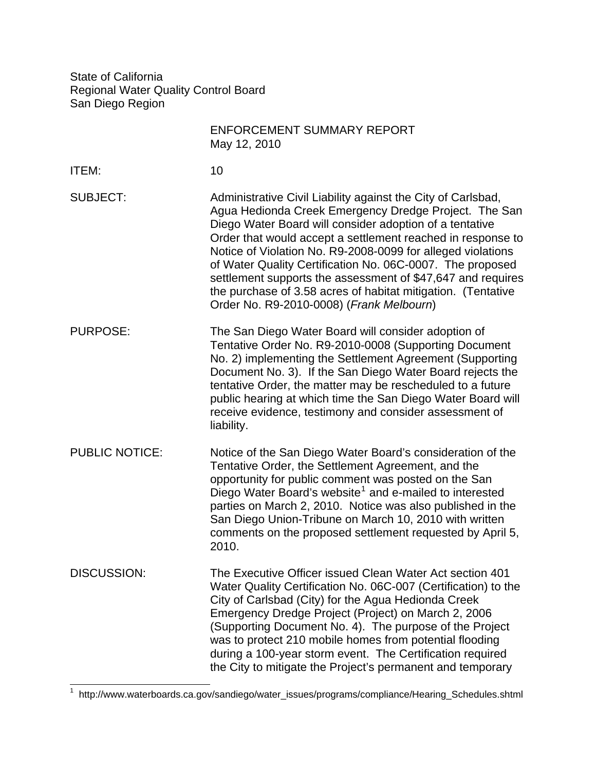State of California
Regional Water Quality Control Board
San Diego Region

ENFORCEMENT SUMMARY REPORT
May 12, 2010

**ITEM:** 10

**SUBJECT:** Administrative Civil Liability against the City of Carlsbad, Agua Hedionda Creek Emergency Dredge Project. The San Diego Water Board will consider adoption of a tentative Order that would accept a settlement reached in response to Notice of Violation No. R9-2008-0099 for alleged violations of Water Quality Certification No. 06C-0007. The proposed settlement supports the assessment of $47,647 and requires the purchase of 3.58 acres of habitat mitigation. (Tentative Order No. R9-2010-0008) (*Frank Melbourn*)

**PURPOSE:** The San Diego Water Board will consider adoption of Tentative Order No. R9-2010-0008 (Supporting Document No. 2) implementing the Settlement Agreement (Supporting Document No. 3). If the San Diego Water Board rejects the tentative Order, the matter may be rescheduled to a future public hearing at which time the San Diego Water Board will receive evidence, testimony and consider assessment of liability.

**PUBLIC NOTICE:** Notice of the San Diego Water Board's consideration of the Tentative Order, the Settlement Agreement, and the opportunity for public comment was posted on the San Diego Water Board's website[1] and e-mailed to interested parties on March 2, 2010. Notice was also published in the San Diego Union-Tribune on March 10, 2010 with written comments on the proposed settlement requested by April 5, 2010.

**DISCUSSION:** The Executive Officer issued Clean Water Act section 401 Water Quality Certification No. 06C-007 (Certification) to the City of Carlsbad (City) for the Agua Hedionda Creek Emergency Dredge Project (Project) on March 2, 2006 (Supporting Document No. 4). The purpose of the Project was to protect 210 mobile homes from potential flooding during a 100-year storm event. The Certification required the City to mitigate the Project's permanent and temporary

[1] http://www.waterboards.ca.gov/sandiego/water_issues/programs/compliance/Hearing_Schedules.shtml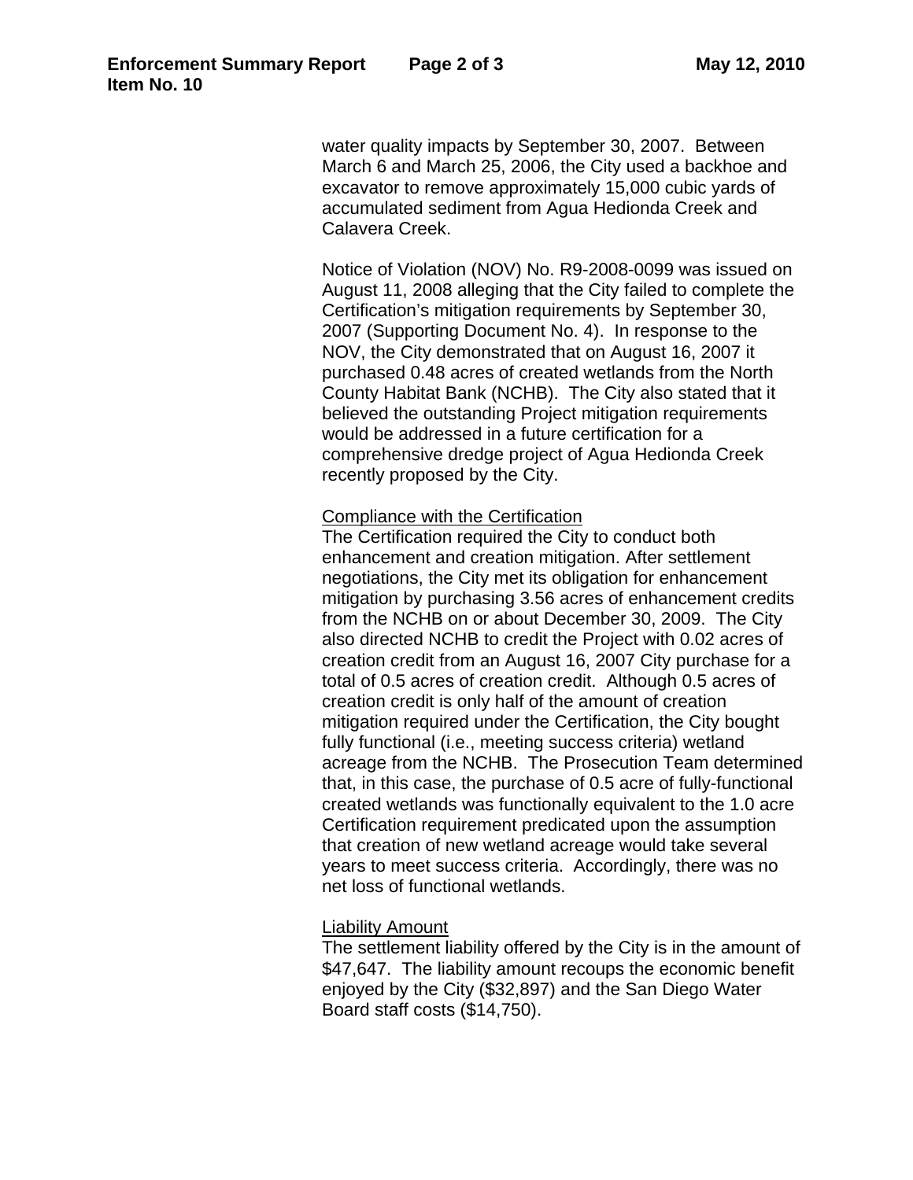water quality impacts by September 30, 2007. Between March 6 and March 25, 2006, the City used a backhoe and excavator to remove approximately 15,000 cubic yards of accumulated sediment from Agua Hedionda Creek and Calavera Creek.

Notice of Violation (NOV) No. R9-2008-0099 was issued on August 11, 2008 alleging that the City failed to complete the Certification's mitigation requirements by September 30, 2007 (Supporting Document No. 4). In response to the NOV, the City demonstrated that on August 16, 2007 it purchased 0.48 acres of created wetlands from the North County Habitat Bank (NCHB). The City also stated that it believed the outstanding Project mitigation requirements would be addressed in a future certification for a comprehensive dredge project of Agua Hedionda Creek recently proposed by the City.

<u>Compliance with the Certification</u>

The Certification required the City to conduct both enhancement and creation mitigation. After settlement negotiations, the City met its obligation for enhancement mitigation by purchasing 3.56 acres of enhancement credits from the NCHB on or about December 30, 2009. The City also directed NCHB to credit the Project with 0.02 acres of creation credit from an August 16, 2007 City purchase for a total of 0.5 acres of creation credit. Although 0.5 acres of creation credit is only half of the amount of creation mitigation required under the Certification, the City bought fully functional (i.e., meeting success criteria) wetland acreage from the NCHB. The Prosecution Team determined that, in this case, the purchase of 0.5 acre of fully-functional created wetlands was functionally equivalent to the 1.0 acre Certification requirement predicated upon the assumption that creation of new wetland acreage would take several years to meet success criteria. Accordingly, there was no net loss of functional wetlands.

<u>Liability Amount</u>

The settlement liability offered by the City is in the amount of $47,647. The liability amount recoups the economic benefit enjoyed by the City ($32,897) and the San Diego Water Board staff costs ($14,750).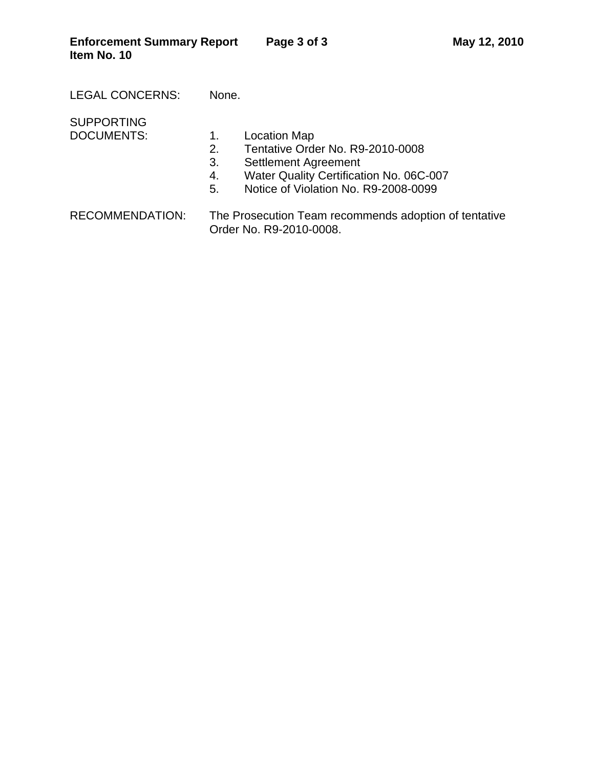LEGAL CONCERNS: None.

SUPPORTING DOCUMENTS:

1. Location Map
2. Tentative Order No. R9-2010-0008
3. Settlement Agreement
4. Water Quality Certification No. 06C-007
5. Notice of Violation No. R9-2008-0099

RECOMMENDATION: The Prosecution Team recommends adoption of tentative Order No. R9-2010-0008.